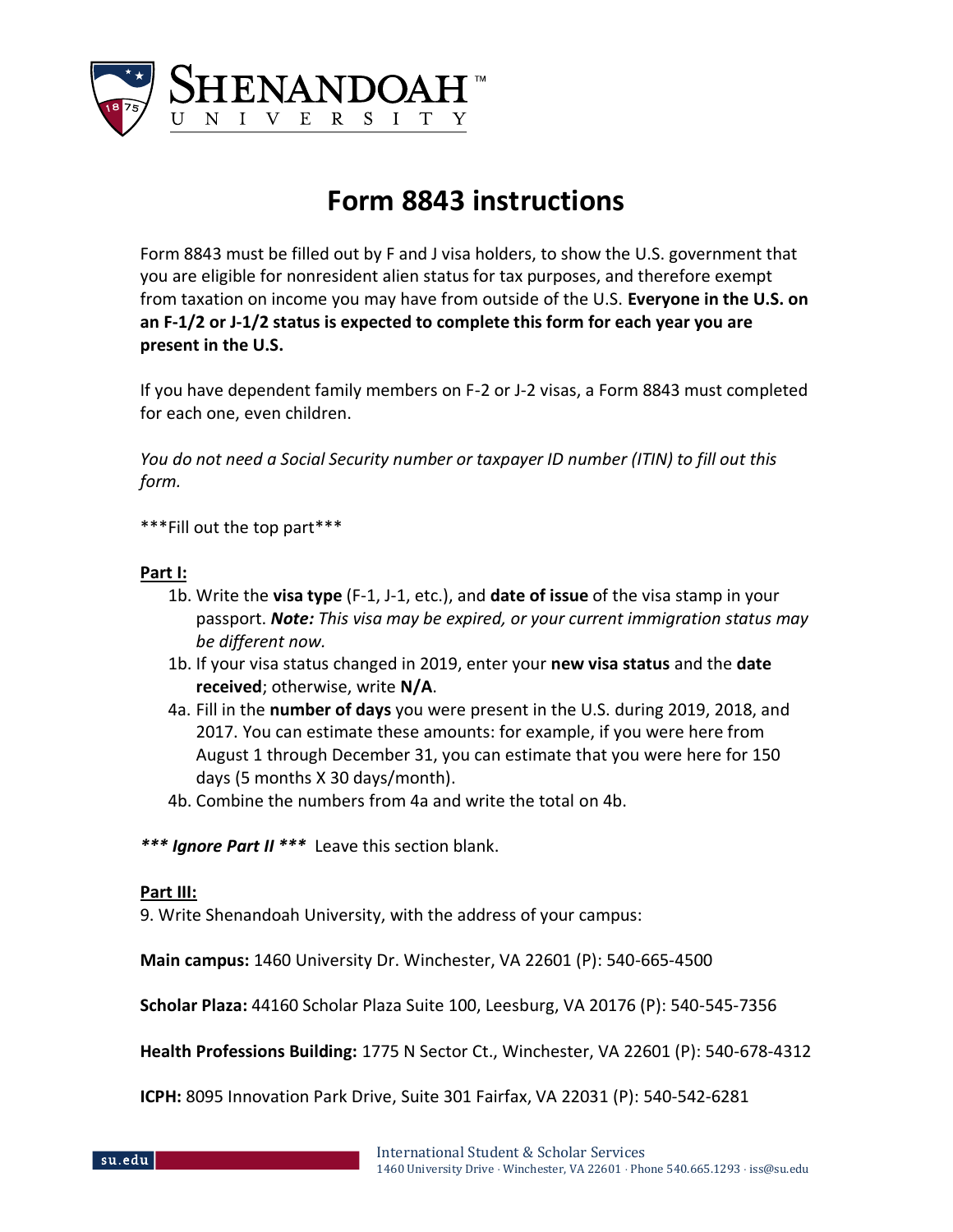# Form 8843 instructions

Form 8843 must be filled out by F and J visa holders, to show the U.S. government that you are eligible for nonresident alien status for tax purposes, and therefore exempt from taxation on income you may have from outside of the U.S. **Everyone in the U.S. on an F-1/2 or J-1/2 status is expected to complete this form for each year you are present in the U.S.**

If you have dependent family members on F-2 or J-2 visas, a Form 8843 must completed for each one, even children.

*You do not need a Social Security number or taxpayer ID number (ITIN) to fill out this form.*

***Fill out the top part***

**Part I:**

1b. Write the **visa type** (F-1, J-1, etc.), and **date of issue** of the visa stamp in your passport. ***Note:*** *This visa may be expired, or your current immigration status may be different now.*

1b. If your visa status changed in 2019, enter your **new visa status** and the **date received**; otherwise, write **N/A**.

4a. Fill in the **number of days** you were present in the U.S. during 2019, 2018, and 2017. You can estimate these amounts: for example, if you were here from August 1 through December 31, you can estimate that you were here for 150 days (5 months X 30 days/month).

4b. Combine the numbers from 4a and write the total on 4b.

***** Ignore Part II ***** Leave this section blank.

**Part III:**

9. Write Shenandoah University, with the address of your campus:

**Main campus:** 1460 University Dr. Winchester, VA 22601 (P): 540-665-4500

**Scholar Plaza:** 44160 Scholar Plaza Suite 100, Leesburg, VA 20176 (P): 540-545-7356

**Health Professions Building:** 1775 N Sector Ct., Winchester, VA 22601 (P): 540-678-4312

**ICPH:** 8095 Innovation Park Drive, Suite 301 Fairfax, VA 22031 (P): 540-542-6281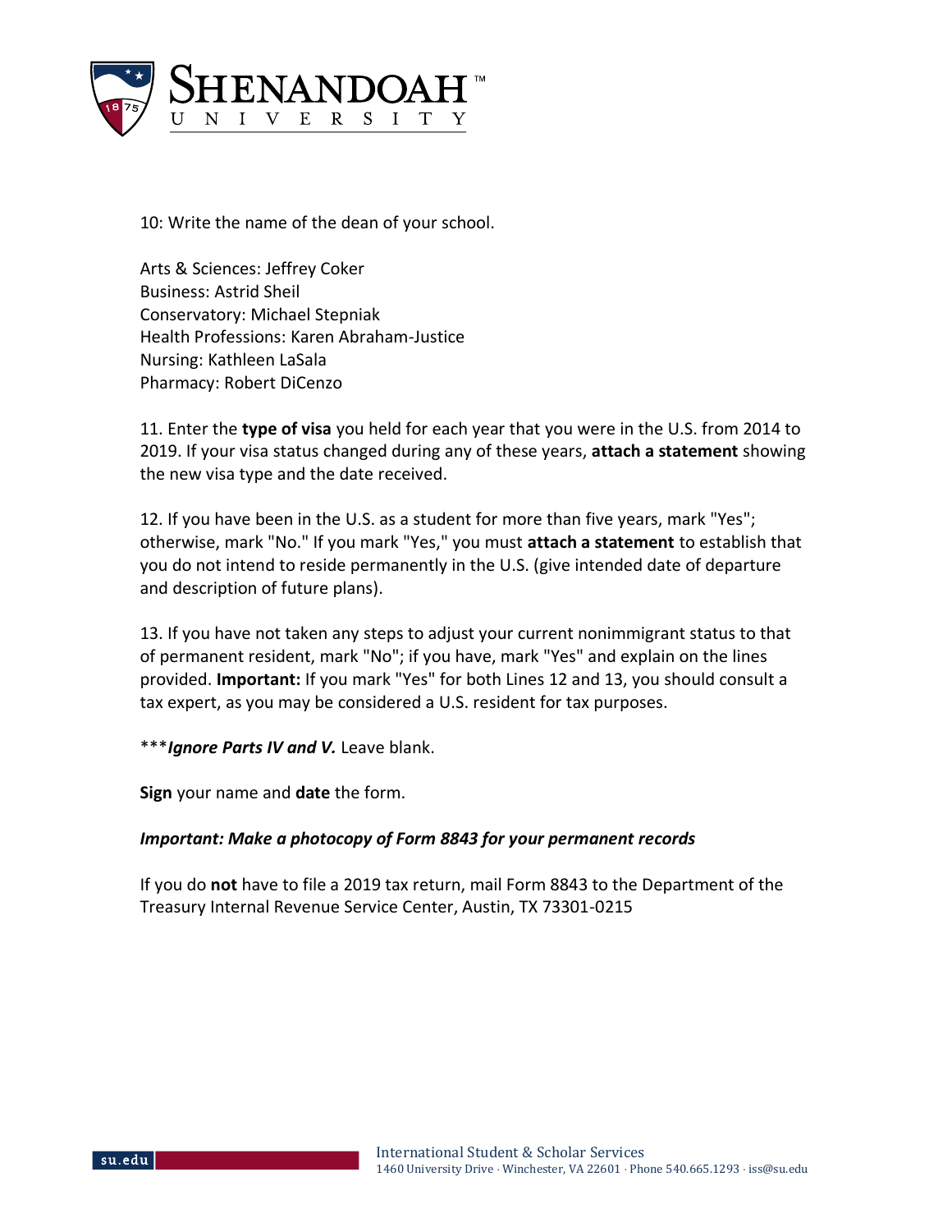10: Write the name of the dean of your school.

Arts & Sciences: Jeffrey Coker
Business: Astrid Sheil
Conservatory: Michael Stepniak
Health Professions: Karen Abraham-Justice
Nursing: Kathleen LaSala
Pharmacy: Robert DiCenzo

11. Enter the **type of visa** you held for each year that you were in the U.S. from 2014 to 2019. If your visa status changed during any of these years, **attach a statement** showing the new visa type and the date received.

12. If you have been in the U.S. as a student for more than five years, mark "Yes"; otherwise, mark "No." If you mark "Yes," you must **attach a statement** to establish that you do not intend to reside permanently in the U.S. (give intended date of departure and description of future plans).

13. If you have not taken any steps to adjust your current nonimmigrant status to that of permanent resident, mark "No"; if you have, mark "Yes" and explain on the lines provided. **Important:** If you mark "Yes" for both Lines 12 and 13, you should consult a tax expert, as you may be considered a U.S. resident for tax purposes.

****Ignore Parts IV and V.*** Leave blank.

**Sign** your name and **date** the form.

***Important: Make a photocopy of Form 8843 for your permanent records***

If you do **not** have to file a 2019 tax return, mail Form 8843 to the Department of the Treasury Internal Revenue Service Center, Austin, TX 73301-0215